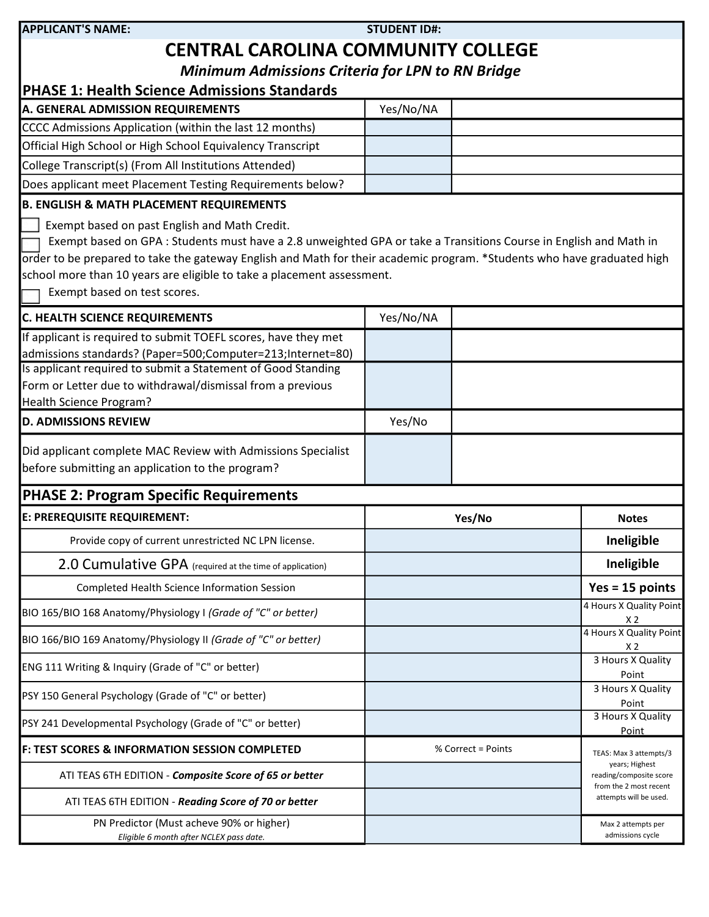| APPLICANT'S NAME: | STUDENT ID#: |
|---|---|

# CENTRAL CAROLINA COMMUNITY COLLEGE

***Minimum Admissions Criteria for LPN to RN Bridge***

## PHASE 1: Health Science Admissions Standards

| A. GENERAL ADMISSION REQUIREMENTS | Yes/No/NA | |
|---|---|---|
| CCCC Admissions Application (within the last 12 months) | | |
| Official High School or High School Equivalency Transcript | | |
| College Transcript(s) (From All Institutions Attended) | | |
| Does applicant meet Placement Testing Requirements below? | | |

**B. ENGLISH & MATH PLACEMENT REQUIREMENTS**

- ☐ Exempt based on past English and Math Credit.
- ☐ Exempt based on GPA : Students must have a 2.8 unweighted GPA or take a Transitions Course in English and Math in order to be prepared to take the gateway English and Math for their academic program. *Students who have graduated high school more than 10 years are eligible to take a placement assessment.
- ☐ Exempt based on test scores.

| C. HEALTH SCIENCE REQUIREMENTS | Yes/No/NA | |
|---|---|---|
| If applicant is required to submit TOEFL scores, have they met admissions standards? (Paper=500;Computer=213;Internet=80) | | |
| Is applicant required to submit a Statement of Good Standing Form or Letter due to withdrawal/dismissal from a previous Health Science Program? | | |

| D. ADMISSIONS REVIEW | Yes/No | |
|---|---|---|
| Did applicant complete MAC Review with Admissions Specialist before submitting an application to the program? | | |

## PHASE 2: Program Specific Requirements

| E: PREREQUISITE REQUIREMENT: | Yes/No | Notes |
|---|---|---|
| Provide copy of current unrestricted NC LPN license. | | **Ineligible** |
| 2.0 Cumulative GPA (required at the time of application) | | **Ineligible** |
| Completed Health Science Information Session | | **Yes = 15 points** |
| BIO 165/BIO 168 Anatomy/Physiology I *(Grade of "C" or better)* | | 4 Hours X Quality Point X 2 |
| BIO 166/BIO 169 Anatomy/Physiology II *(Grade of "C" or better)* | | 4 Hours X Quality Point X 2 |
| ENG 111 Writing & Inquiry (Grade of "C" or better) | | 3 Hours X Quality Point |
| PSY 150 General Psychology (Grade of "C" or better) | | 3 Hours X Quality Point |
| PSY 241 Developmental Psychology (Grade of "C" or better) | | 3 Hours X Quality Point |
| **F: TEST SCORES & INFORMATION SESSION COMPLETED** | % Correct = Points | TEAS: Max 3 attempts/3 years; Highest reading/composite score from the 2 most recent attempts will be used. |
| ATI TEAS 6TH EDITION - ***Composite Score of 65 or better*** | | |
| ATI TEAS 6TH EDITION - ***Reading Score of 70 or better*** | | |
| PN Predictor (Must acheve 90% or higher) *Eligible 6 month after NCLEX pass date.* | | Max 2 attempts per admissions cycle |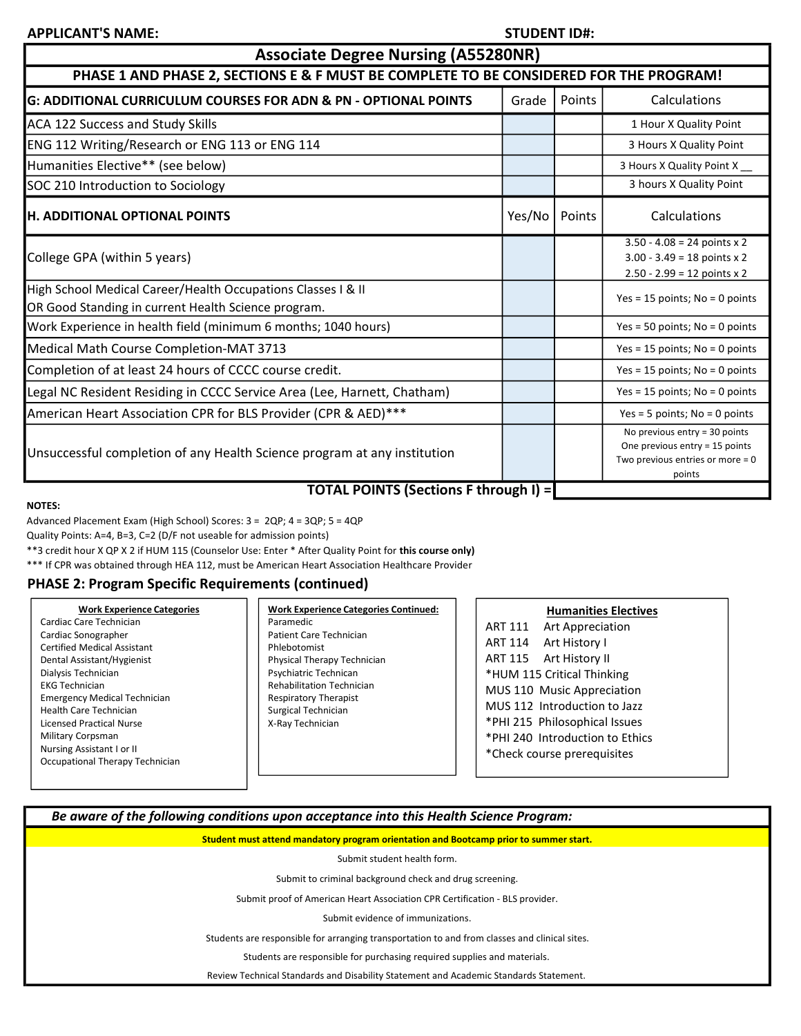APPLICANT'S NAME: STUDENT ID#:

## Associate Degree Nursing (A55280NR)

**PHASE 1 AND PHASE 2, SECTIONS E & F MUST BE COMPLETE TO BE CONSIDERED FOR THE PROGRAM!**

| G: ADDITIONAL CURRICULUM COURSES FOR ADN & PN - OPTIONAL POINTS | Grade | Points | Calculations |
|---|---|---|---|
| ACA 122 Success and Study Skills | | | 1 Hour X Quality Point |
| ENG 112 Writing/Research or ENG 113 or ENG 114 | | | 3 Hours X Quality Point |
| Humanities Elective** (see below) | | | 3 Hours X Quality Point X __ |
| SOC 210 Introduction to Sociology | | | 3 hours X Quality Point |

| H. ADDITIONAL OPTIONAL POINTS | Yes/No | Points | Calculations |
|---|---|---|---|
| College GPA (within 5 years) | | | 3.50 - 4.08 = 24 points x 2<br>3.00 - 3.49 = 18 points x 2<br>2.50 - 2.99 = 12 points x 2 |
| High School Medical Career/Health Occupations Classes I & II OR Good Standing in current Health Science program. | | | Yes = 15 points; No = 0 points |
| Work Experience in health field (minimum 6 months; 1040 hours) | | | Yes = 50 points; No = 0 points |
| Medical Math Course Completion-MAT 3713 | | | Yes = 15 points; No = 0 points |
| Completion of at least 24 hours of CCCC course credit. | | | Yes = 15 points; No = 0 points |
| Legal NC Resident Residing in CCCC Service Area (Lee, Harnett, Chatham) | | | Yes = 15 points; No = 0 points |
| American Heart Association CPR for BLS Provider (CPR & AED)*** | | | Yes = 5 points; No = 0 points |
| Unsuccessful completion of any Health Science program at any institution | | | No previous entry = 30 points<br>One previous entry = 15 points<br>Two previous entries or more = 0 points |
| **TOTAL POINTS (Sections F through I) =** | | | |

**NOTES:**

Advanced Placement Exam (High School) Scores: 3 = 2QP; 4 = 3QP; 5 = 4QP

Quality Points: A=4, B=3, C=2 (D/F not useable for admission points)

**3 credit hour X QP X 2 if HUM 115 (Counselor Use: Enter * After Quality Point for **this course only)**

*** If CPR was obtained through HEA 112, must be American Heart Association Healthcare Provider

## PHASE 2: Program Specific Requirements (continued)

**Work Experience Categories**

- Cardiac Care Technician
- Cardiac Sonographer
- Certified Medical Assistant
- Dental Assistant/Hygienist
- Dialysis Technician
- EKG Technician
- Emergency Medical Technician
- Health Care Technician
- Licensed Practical Nurse
- Military Corpsman
- Nursing Assistant I or II
- Occupational Therapy Technician

**Work Experience Categories Continued:**

- Paramedic
- Patient Care Technician
- Phlebotomist
- Physical Therapy Technician
- Psychiatric Technican
- Rehabilitation Technician
- Respiratory Therapist
- Surgical Technician
- X-Ray Technician

**Humanities Electives**

- ART 111 Art Appreciation
- ART 114 Art History I
- ART 115 Art History II
- *HUM 115 Critical Thinking
- MUS 110 Music Appreciation
- MUS 112 Introduction to Jazz
- *PHI 215 Philosophical Issues
- *PHI 240 Introduction to Ethics
- *Check course prerequisites

***Be aware of the following conditions upon acceptance into this Health Science Program:***

**Student must attend mandatory program orientation and Bootcamp prior to summer start.**

Submit student health form.

Submit to criminal background check and drug screening.

Submit proof of American Heart Association CPR Certification - BLS provider.

Submit evidence of immunizations.

Students are responsible for arranging transportation to and from classes and clinical sites.

Students are responsible for purchasing required supplies and materials.

Review Technical Standards and Disability Statement and Academic Standards Statement.